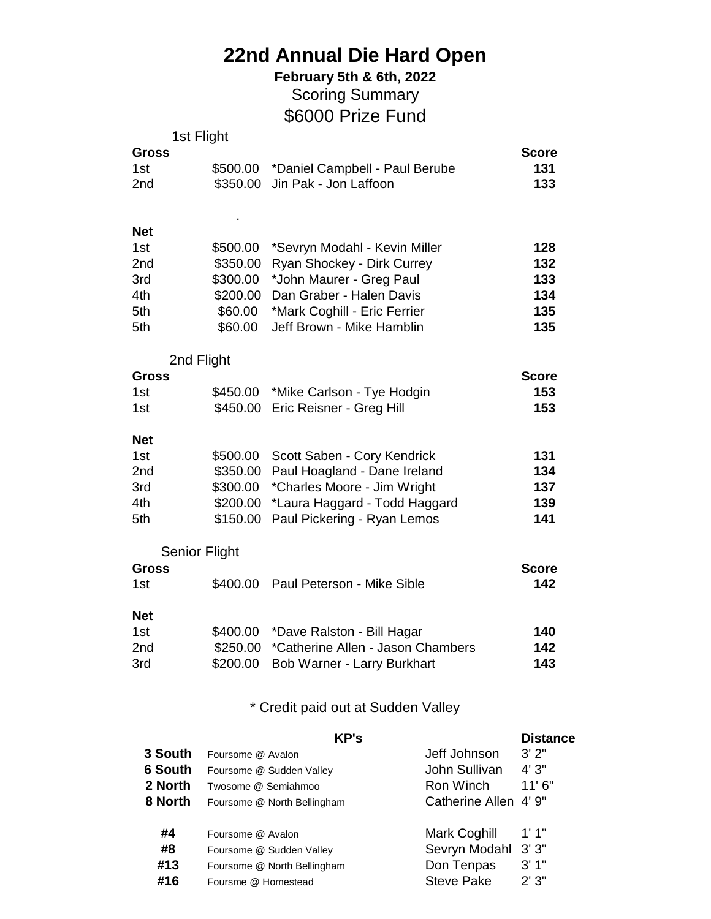# 22nd Annual Die Hard Open

**February 5th & 6th, 2022**

Scoring Summary

$6000 Prize Fund

## 1st Flight

| **Gross** | | | **Score** |
|---|---|---|---|
| 1st | $500.00 | *Daniel Campbell - Paul Berube | **131** |
| 2nd | $350.00 | Jin Pak - Jon Laffoon | **133** |

.

| **Net** | | | |
|---|---|---|---|
| 1st | $500.00 | *Sevryn Modahl - Kevin Miller | **128** |
| 2nd | $350.00 | Ryan Shockey - Dirk Currey | **132** |
| 3rd | $300.00 | *John Maurer - Greg Paul | **133** |
| 4th | $200.00 | Dan Graber - Halen Davis | **134** |
| 5th | $60.00 | *Mark Coghill - Eric Ferrier | **135** |
| 5th | $60.00 | Jeff Brown - Mike Hamblin | **135** |

## 2nd Flight

| **Gross** | | | **Score** |
|---|---|---|---|
| 1st | $450.00 | *Mike Carlson - Tye Hodgin | **153** |
| 1st | $450.00 | Eric Reisner - Greg Hill | **153** |

| **Net** | | | |
|---|---|---|---|
| 1st | $500.00 | Scott Saben - Cory Kendrick | **131** |
| 2nd | $350.00 | Paul Hoagland - Dane Ireland | **134** |
| 3rd | $300.00 | *Charles Moore - Jim Wright | **137** |
| 4th | $200.00 | *Laura Haggard - Todd Haggard | **139** |
| 5th | $150.00 | Paul Pickering - Ryan Lemos | **141** |

## Senior Flight

| **Gross** | | | **Score** |
|---|---|---|---|
| 1st | $400.00 | Paul Peterson - Mike Sible | **142** |

| **Net** | | | |
|---|---|---|---|
| 1st | $400.00 | *Dave Ralston - Bill Hagar | **140** |
| 2nd | $250.00 | *Catherine Allen - Jason Chambers | **142** |
| 3rd | $200.00 | Bob Warner - Larry Burkhart | **143** |

\* Credit paid out at Sudden Valley

| | **KP's** | | **Distance** |
|---|---|---|---|
| **3 South** | Foursome @ Avalon | Jeff Johnson | 3' 2" |
| **6 South** | Foursome @ Sudden Valley | John Sullivan | 4' 3" |
| **2 North** | Twosome @ Semiahmoo | Ron Winch | 11' 6" |
| **8 North** | Foursome @ North Bellingham | Catherine Allen | 4' 9" |
| | | | |
| **#4** | Foursome @ Avalon | Mark Coghill | 1' 1" |
| **#8** | Foursome @ Sudden Valley | Sevryn Modahl | 3' 3" |
| **#13** | Foursome @ North Bellingham | Don Tenpas | 3' 1" |
| **#16** | Foursme @ Homestead | Steve Pake | 2' 3" |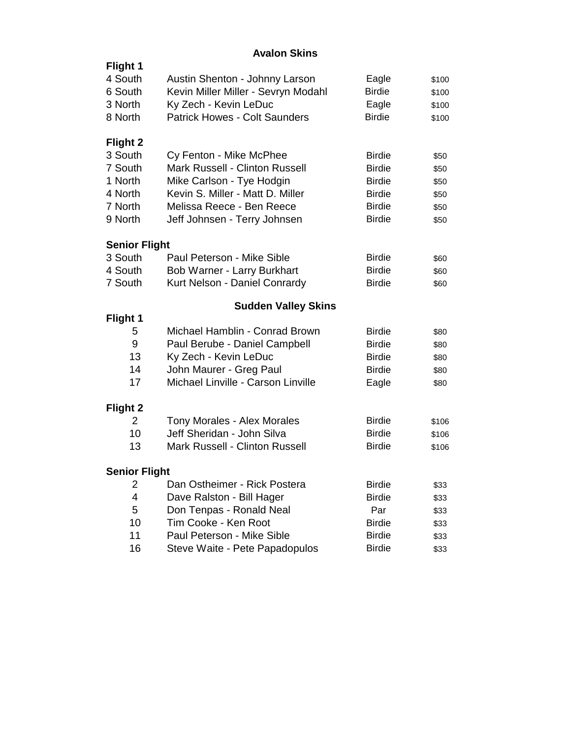## Avalon Skins

### Flight 1

| | | | |
|---|---|---|---|
| 4 South | Austin Shenton - Johnny Larson | Eagle | $100 |
| 6 South | Kevin Miller Miller - Sevryn Modahl | Birdie | $100 |
| 3 North | Ky Zech - Kevin LeDuc | Eagle | $100 |
| 8 North | Patrick Howes - Colt Saunders | Birdie | $100 |

### Flight 2

| | | | |
|---|---|---|---|
| 3 South | Cy Fenton - Mike McPhee | Birdie | $50 |
| 7 South | Mark Russell - Clinton Russell | Birdie | $50 |
| 1 North | Mike Carlson - Tye Hodgin | Birdie | $50 |
| 4 North | Kevin S. Miller - Matt D. Miller | Birdie | $50 |
| 7 North | Melissa Reece - Ben Reece | Birdie | $50 |
| 9 North | Jeff Johnsen - Terry Johnsen | Birdie | $50 |

### Senior Flight

| | | | |
|---|---|---|---|
| 3 South | Paul Peterson - Mike Sible | Birdie | $60 |
| 4 South | Bob Warner - Larry Burkhart | Birdie | $60 |
| 7 South | Kurt Nelson - Daniel Conrardy | Birdie | $60 |

## Sudden Valley Skins

### Flight 1

| | | | |
|---|---|---|---|
| 5 | Michael Hamblin - Conrad Brown | Birdie | $80 |
| 9 | Paul Berube - Daniel Campbell | Birdie | $80 |
| 13 | Ky Zech - Kevin LeDuc | Birdie | $80 |
| 14 | John Maurer - Greg Paul | Birdie | $80 |
| 17 | Michael Linville - Carson Linville | Eagle | $80 |

### Flight 2

| | | | |
|---|---|---|---|
| 2 | Tony Morales - Alex Morales | Birdie | $106 |
| 10 | Jeff Sheridan - John Silva | Birdie | $106 |
| 13 | Mark Russell - Clinton Russell | Birdie | $106 |

### Senior Flight

| | | | |
|---|---|---|---|
| 2 | Dan Ostheimer - Rick Postera | Birdie | $33 |
| 4 | Dave Ralston - Bill Hager | Birdie | $33 |
| 5 | Don Tenpas - Ronald Neal | Par | $33 |
| 10 | Tim Cooke - Ken Root | Birdie | $33 |
| 11 | Paul Peterson - Mike Sible | Birdie | $33 |
| 16 | Steve Waite - Pete Papadopulos | Birdie | $33 |